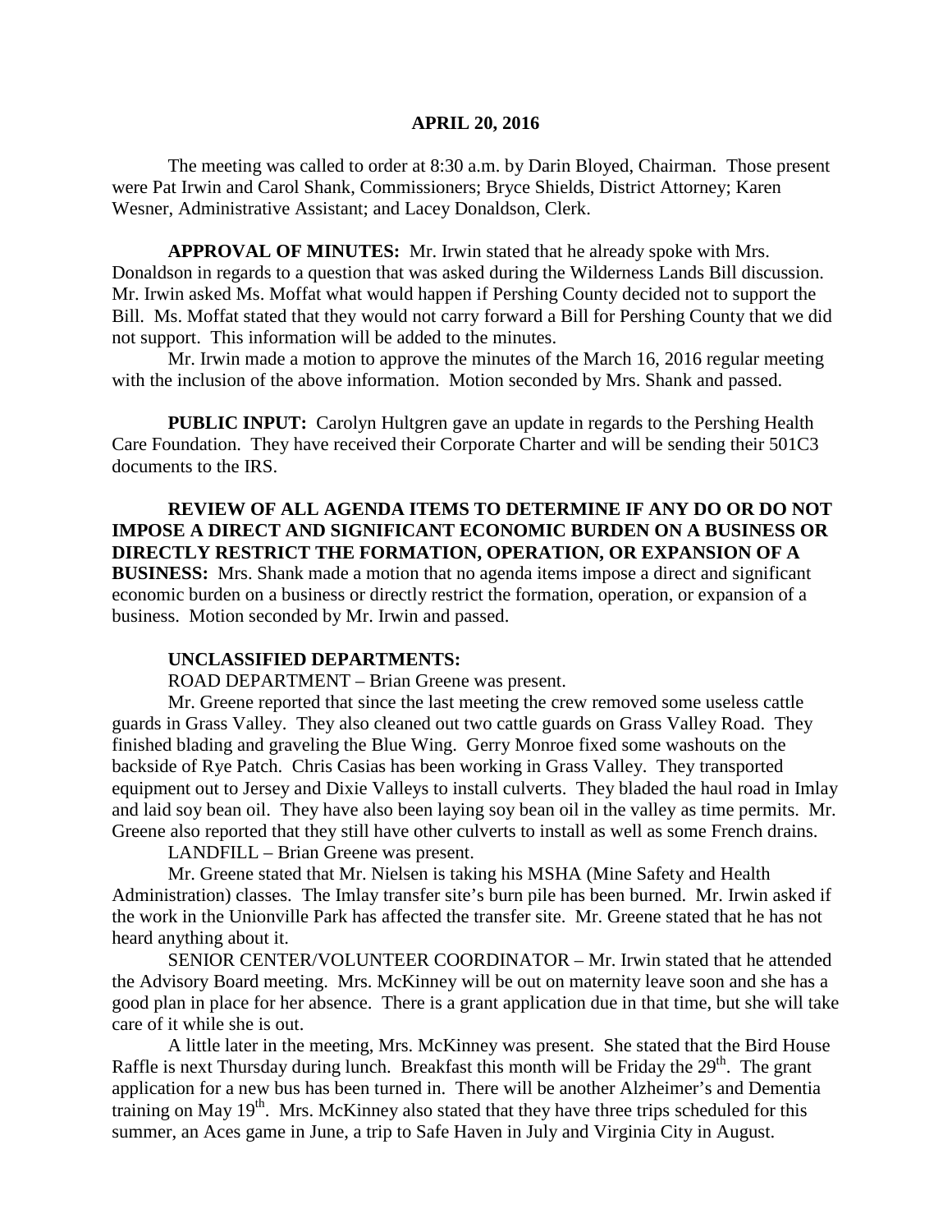**APRIL 20, 2016**

The meeting was called to order at 8:30 a.m. by Darin Bloyed, Chairman. Those present were Pat Irwin and Carol Shank, Commissioners; Bryce Shields, District Attorney; Karen Wesner, Administrative Assistant; and Lacey Donaldson, Clerk.

**APPROVAL OF MINUTES:** Mr. Irwin stated that he already spoke with Mrs. Donaldson in regards to a question that was asked during the Wilderness Lands Bill discussion. Mr. Irwin asked Ms. Moffat what would happen if Pershing County decided not to support the Bill. Ms. Moffat stated that they would not carry forward a Bill for Pershing County that we did not support. This information will be added to the minutes.

Mr. Irwin made a motion to approve the minutes of the March 16, 2016 regular meeting with the inclusion of the above information. Motion seconded by Mrs. Shank and passed.

**PUBLIC INPUT:** Carolyn Hultgren gave an update in regards to the Pershing Health Care Foundation. They have received their Corporate Charter and will be sending their 501C3 documents to the IRS.

**REVIEW OF ALL AGENDA ITEMS TO DETERMINE IF ANY DO OR DO NOT IMPOSE A DIRECT AND SIGNIFICANT ECONOMIC BURDEN ON A BUSINESS OR DIRECTLY RESTRICT THE FORMATION, OPERATION, OR EXPANSION OF A BUSINESS:** Mrs. Shank made a motion that no agenda items impose a direct and significant economic burden on a business or directly restrict the formation, operation, or expansion of a business. Motion seconded by Mr. Irwin and passed.

**UNCLASSIFIED DEPARTMENTS:**

ROAD DEPARTMENT – Brian Greene was present.

Mr. Greene reported that since the last meeting the crew removed some useless cattle guards in Grass Valley. They also cleaned out two cattle guards on Grass Valley Road. They finished blading and graveling the Blue Wing. Gerry Monroe fixed some washouts on the backside of Rye Patch. Chris Casias has been working in Grass Valley. They transported equipment out to Jersey and Dixie Valleys to install culverts. They bladed the haul road in Imlay and laid soy bean oil. They have also been laying soy bean oil in the valley as time permits. Mr. Greene also reported that they still have other culverts to install as well as some French drains.

LANDFILL – Brian Greene was present.

Mr. Greene stated that Mr. Nielsen is taking his MSHA (Mine Safety and Health Administration) classes. The Imlay transfer site's burn pile has been burned. Mr. Irwin asked if the work in the Unionville Park has affected the transfer site. Mr. Greene stated that he has not heard anything about it.

SENIOR CENTER/VOLUNTEER COORDINATOR – Mr. Irwin stated that he attended the Advisory Board meeting. Mrs. McKinney will be out on maternity leave soon and she has a good plan in place for her absence. There is a grant application due in that time, but she will take care of it while she is out.

A little later in the meeting, Mrs. McKinney was present. She stated that the Bird House Raffle is next Thursday during lunch. Breakfast this month will be Friday the 29th. The grant application for a new bus has been turned in. There will be another Alzheimer's and Dementia training on May 19th. Mrs. McKinney also stated that they have three trips scheduled for this summer, an Aces game in June, a trip to Safe Haven in July and Virginia City in August.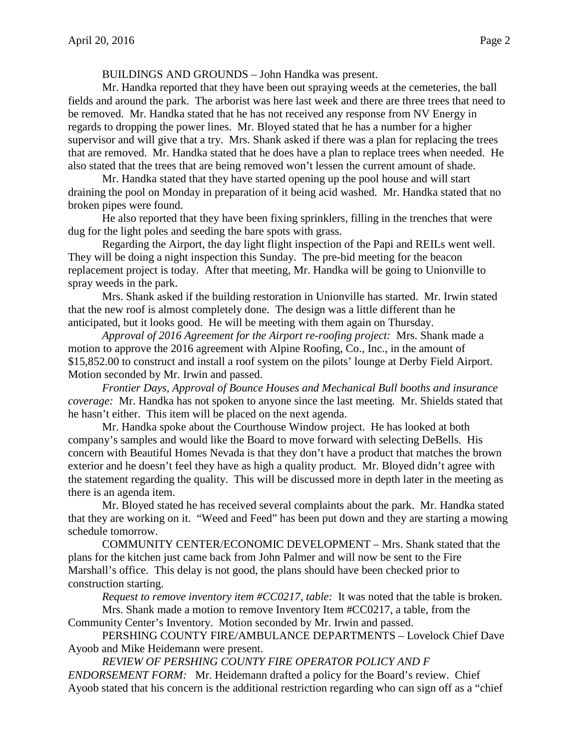BUILDINGS AND GROUNDS – John Handka was present.

Mr. Handka reported that they have been out spraying weeds at the cemeteries, the ball fields and around the park. The arborist was here last week and there are three trees that need to be removed. Mr. Handka stated that he has not received any response from NV Energy in regards to dropping the power lines. Mr. Bloyed stated that he has a number for a higher supervisor and will give that a try. Mrs. Shank asked if there was a plan for replacing the trees that are removed. Mr. Handka stated that he does have a plan to replace trees when needed. He also stated that the trees that are being removed won't lessen the current amount of shade.

Mr. Handka stated that they have started opening up the pool house and will start draining the pool on Monday in preparation of it being acid washed. Mr. Handka stated that no broken pipes were found.

He also reported that they have been fixing sprinklers, filling in the trenches that were dug for the light poles and seeding the bare spots with grass.

Regarding the Airport, the day light flight inspection of the Papi and REILs went well. They will be doing a night inspection this Sunday. The pre-bid meeting for the beacon replacement project is today. After that meeting, Mr. Handka will be going to Unionville to spray weeds in the park.

Mrs. Shank asked if the building restoration in Unionville has started. Mr. Irwin stated that the new roof is almost completely done. The design was a little different than he anticipated, but it looks good. He will be meeting with them again on Thursday.

*Approval of 2016 Agreement for the Airport re-roofing project:* Mrs. Shank made a motion to approve the 2016 agreement with Alpine Roofing, Co., Inc., in the amount of $15,852.00 to construct and install a roof system on the pilots' lounge at Derby Field Airport. Motion seconded by Mr. Irwin and passed.

*Frontier Days, Approval of Bounce Houses and Mechanical Bull booths and insurance coverage:* Mr. Handka has not spoken to anyone since the last meeting. Mr. Shields stated that he hasn't either. This item will be placed on the next agenda.

Mr. Handka spoke about the Courthouse Window project. He has looked at both company's samples and would like the Board to move forward with selecting DeBells. His concern with Beautiful Homes Nevada is that they don't have a product that matches the brown exterior and he doesn't feel they have as high a quality product. Mr. Bloyed didn't agree with the statement regarding the quality. This will be discussed more in depth later in the meeting as there is an agenda item.

Mr. Bloyed stated he has received several complaints about the park. Mr. Handka stated that they are working on it. "Weed and Feed" has been put down and they are starting a mowing schedule tomorrow.

COMMUNITY CENTER/ECONOMIC DEVELOPMENT – Mrs. Shank stated that the plans for the kitchen just came back from John Palmer and will now be sent to the Fire Marshall's office. This delay is not good, the plans should have been checked prior to construction starting.

*Request to remove inventory item #CC0217, table:* It was noted that the table is broken.

Mrs. Shank made a motion to remove Inventory Item #CC0217, a table, from the Community Center's Inventory. Motion seconded by Mr. Irwin and passed.

PERSHING COUNTY FIRE/AMBULANCE DEPARTMENTS – Lovelock Chief Dave Ayoob and Mike Heidemann were present.

*REVIEW OF PERSHING COUNTY FIRE OPERATOR POLICY AND F ENDORSEMENT FORM:* Mr. Heidemann drafted a policy for the Board's review. Chief Ayoob stated that his concern is the additional restriction regarding who can sign off as a "chief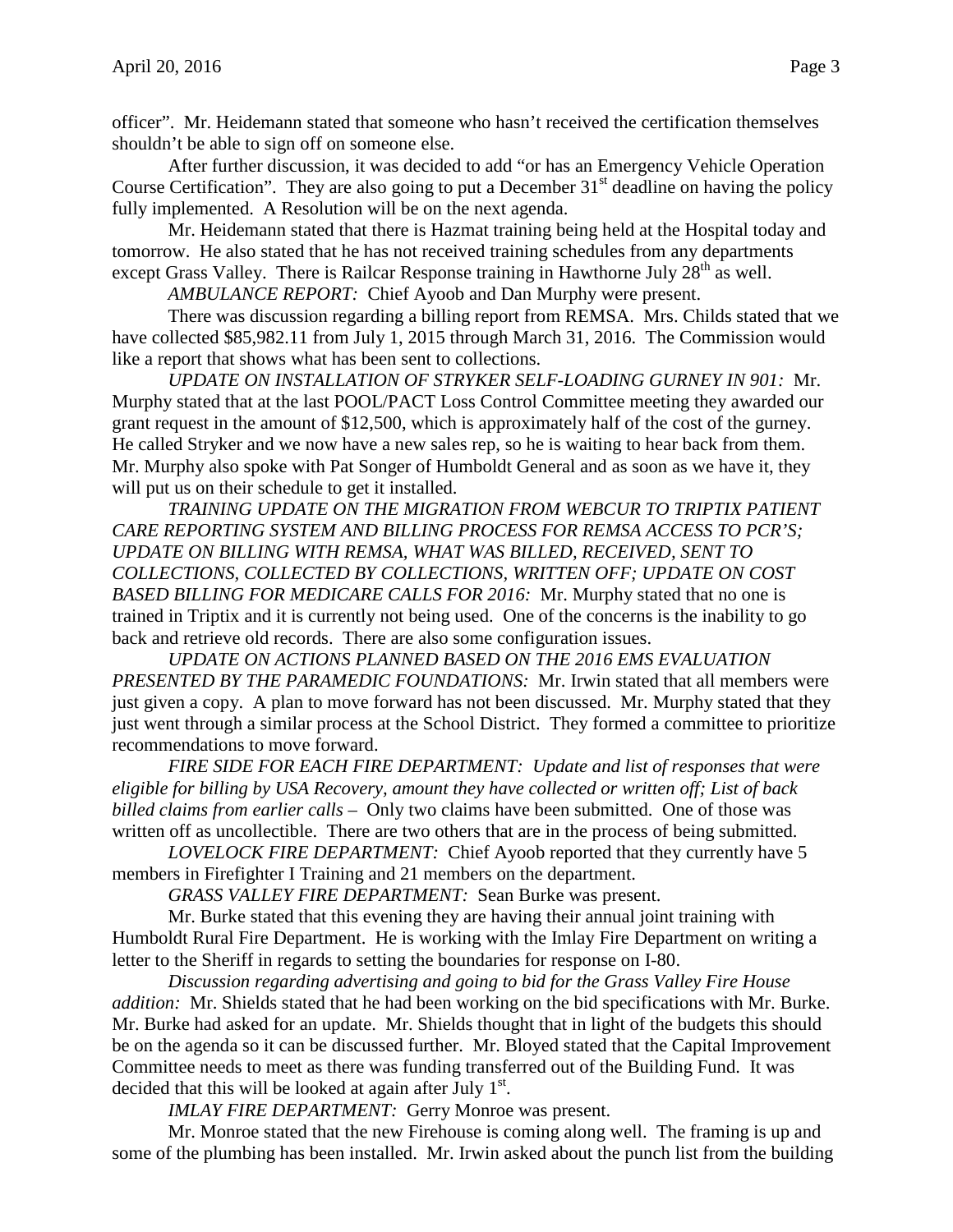officer". Mr. Heidemann stated that someone who hasn't received the certification themselves shouldn't be able to sign off on someone else.

After further discussion, it was decided to add "or has an Emergency Vehicle Operation Course Certification". They are also going to put a December 31st deadline on having the policy fully implemented. A Resolution will be on the next agenda.

Mr. Heidemann stated that there is Hazmat training being held at the Hospital today and tomorrow. He also stated that he has not received training schedules from any departments except Grass Valley. There is Railcar Response training in Hawthorne July 28th as well.

*AMBULANCE REPORT:* Chief Ayoob and Dan Murphy were present.

There was discussion regarding a billing report from REMSA. Mrs. Childs stated that we have collected $85,982.11 from July 1, 2015 through March 31, 2016. The Commission would like a report that shows what has been sent to collections.

*UPDATE ON INSTALLATION OF STRYKER SELF-LOADING GURNEY IN 901:* Mr. Murphy stated that at the last POOL/PACT Loss Control Committee meeting they awarded our grant request in the amount of $12,500, which is approximately half of the cost of the gurney. He called Stryker and we now have a new sales rep, so he is waiting to hear back from them. Mr. Murphy also spoke with Pat Songer of Humboldt General and as soon as we have it, they will put us on their schedule to get it installed.

*TRAINING UPDATE ON THE MIGRATION FROM WEBCUR TO TRIPTIX PATIENT CARE REPORTING SYSTEM AND BILLING PROCESS FOR REMSA ACCESS TO PCR'S; UPDATE ON BILLING WITH REMSA, WHAT WAS BILLED, RECEIVED, SENT TO COLLECTIONS, COLLECTED BY COLLECTIONS, WRITTEN OFF; UPDATE ON COST BASED BILLING FOR MEDICARE CALLS FOR 2016:* Mr. Murphy stated that no one is trained in Triptix and it is currently not being used. One of the concerns is the inability to go back and retrieve old records. There are also some configuration issues.

*UPDATE ON ACTIONS PLANNED BASED ON THE 2016 EMS EVALUATION PRESENTED BY THE PARAMEDIC FOUNDATIONS:* Mr. Irwin stated that all members were just given a copy. A plan to move forward has not been discussed. Mr. Murphy stated that they just went through a similar process at the School District. They formed a committee to prioritize recommendations to move forward.

*FIRE SIDE FOR EACH FIRE DEPARTMENT: Update and list of responses that were eligible for billing by USA Recovery, amount they have collected or written off; List of back billed claims from earlier calls* – Only two claims have been submitted. One of those was written off as uncollectible. There are two others that are in the process of being submitted.

*LOVELOCK FIRE DEPARTMENT:* Chief Ayoob reported that they currently have 5 members in Firefighter I Training and 21 members on the department.

*GRASS VALLEY FIRE DEPARTMENT:* Sean Burke was present.

Mr. Burke stated that this evening they are having their annual joint training with Humboldt Rural Fire Department. He is working with the Imlay Fire Department on writing a letter to the Sheriff in regards to setting the boundaries for response on I-80.

*Discussion regarding advertising and going to bid for the Grass Valley Fire House addition:* Mr. Shields stated that he had been working on the bid specifications with Mr. Burke. Mr. Burke had asked for an update. Mr. Shields thought that in light of the budgets this should be on the agenda so it can be discussed further. Mr. Bloyed stated that the Capital Improvement Committee needs to meet as there was funding transferred out of the Building Fund. It was decided that this will be looked at again after July 1st.

*IMLAY FIRE DEPARTMENT:* Gerry Monroe was present.

Mr. Monroe stated that the new Firehouse is coming along well. The framing is up and some of the plumbing has been installed. Mr. Irwin asked about the punch list from the building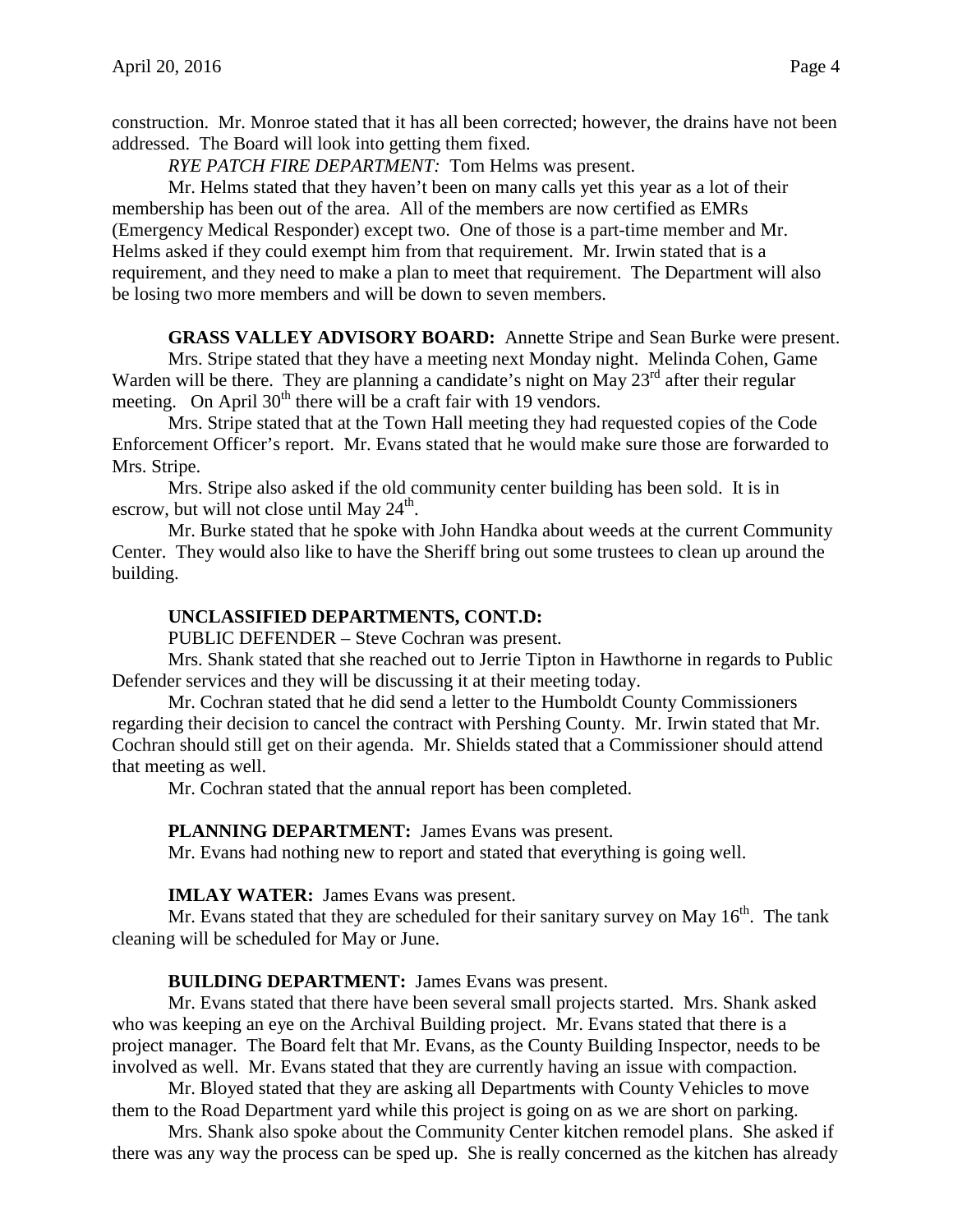construction. Mr. Monroe stated that it has all been corrected; however, the drains have not been addressed. The Board will look into getting them fixed.

*RYE PATCH FIRE DEPARTMENT:* Tom Helms was present.

Mr. Helms stated that they haven't been on many calls yet this year as a lot of their membership has been out of the area. All of the members are now certified as EMRs (Emergency Medical Responder) except two. One of those is a part-time member and Mr. Helms asked if they could exempt him from that requirement. Mr. Irwin stated that is a requirement, and they need to make a plan to meet that requirement. The Department will also be losing two more members and will be down to seven members.

**GRASS VALLEY ADVISORY BOARD:** Annette Stripe and Sean Burke were present.

Mrs. Stripe stated that they have a meeting next Monday night. Melinda Cohen, Game Warden will be there. They are planning a candidate's night on May 23rd after their regular meeting. On April 30th there will be a craft fair with 19 vendors.

Mrs. Stripe stated that at the Town Hall meeting they had requested copies of the Code Enforcement Officer's report. Mr. Evans stated that he would make sure those are forwarded to Mrs. Stripe.

Mrs. Stripe also asked if the old community center building has been sold. It is in escrow, but will not close until May 24th.

Mr. Burke stated that he spoke with John Handka about weeds at the current Community Center. They would also like to have the Sheriff bring out some trustees to clean up around the building.

**UNCLASSIFIED DEPARTMENTS, CONT.D:**

PUBLIC DEFENDER – Steve Cochran was present.

Mrs. Shank stated that she reached out to Jerrie Tipton in Hawthorne in regards to Public Defender services and they will be discussing it at their meeting today.

Mr. Cochran stated that he did send a letter to the Humboldt County Commissioners regarding their decision to cancel the contract with Pershing County. Mr. Irwin stated that Mr. Cochran should still get on their agenda. Mr. Shields stated that a Commissioner should attend that meeting as well.

Mr. Cochran stated that the annual report has been completed.

**PLANNING DEPARTMENT:** James Evans was present.

Mr. Evans had nothing new to report and stated that everything is going well.

**IMLAY WATER:** James Evans was present.

Mr. Evans stated that they are scheduled for their sanitary survey on May 16th. The tank cleaning will be scheduled for May or June.

**BUILDING DEPARTMENT:** James Evans was present.

Mr. Evans stated that there have been several small projects started. Mrs. Shank asked who was keeping an eye on the Archival Building project. Mr. Evans stated that there is a project manager. The Board felt that Mr. Evans, as the County Building Inspector, needs to be involved as well. Mr. Evans stated that they are currently having an issue with compaction.

Mr. Bloyed stated that they are asking all Departments with County Vehicles to move them to the Road Department yard while this project is going on as we are short on parking.

Mrs. Shank also spoke about the Community Center kitchen remodel plans. She asked if there was any way the process can be sped up. She is really concerned as the kitchen has already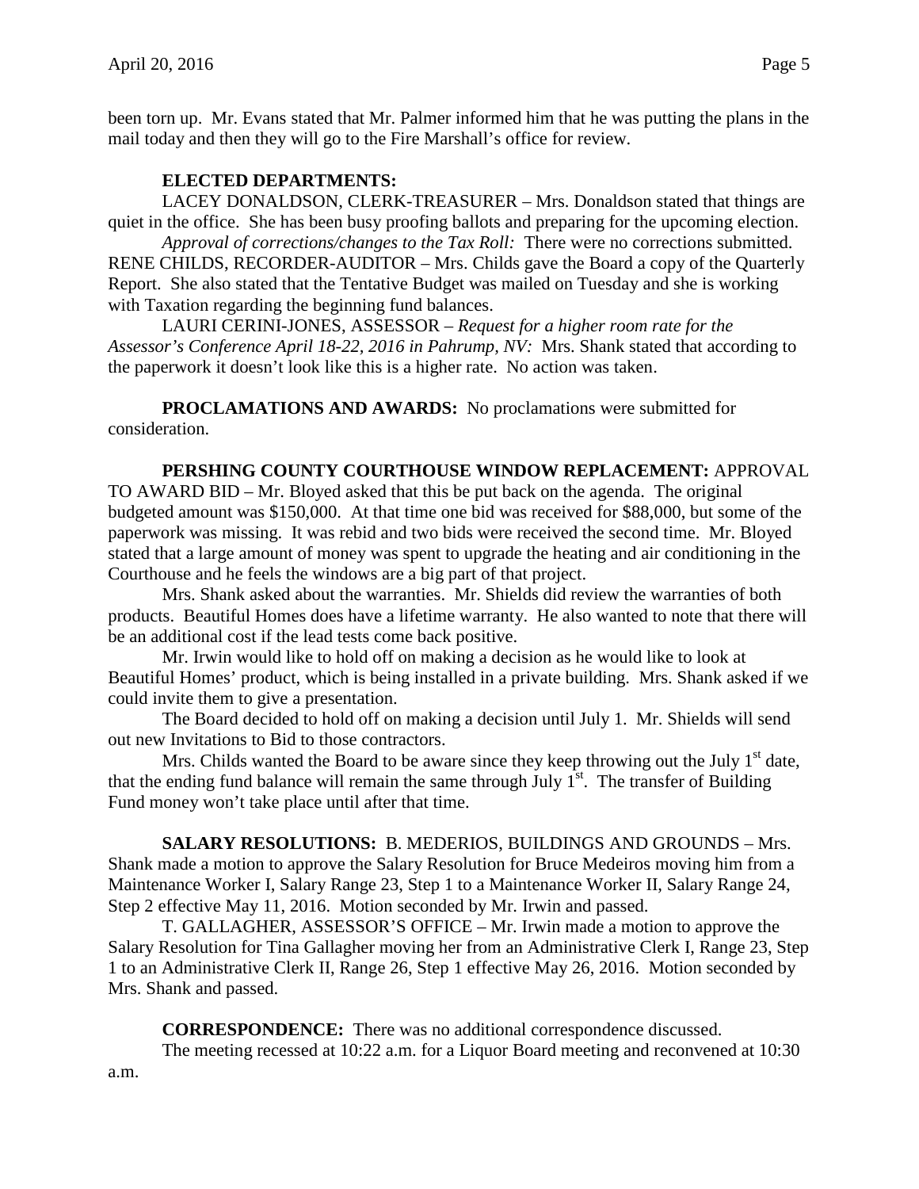been torn up. Mr. Evans stated that Mr. Palmer informed him that he was putting the plans in the mail today and then they will go to the Fire Marshall's office for review.

**ELECTED DEPARTMENTS:**

LACEY DONALDSON, CLERK-TREASURER – Mrs. Donaldson stated that things are quiet in the office. She has been busy proofing ballots and preparing for the upcoming election.

*Approval of corrections/changes to the Tax Roll:* There were no corrections submitted.

RENE CHILDS, RECORDER-AUDITOR – Mrs. Childs gave the Board a copy of the Quarterly Report. She also stated that the Tentative Budget was mailed on Tuesday and she is working with Taxation regarding the beginning fund balances.

LAURI CERINI-JONES, ASSESSOR – *Request for a higher room rate for the Assessor's Conference April 18-22, 2016 in Pahrump, NV:* Mrs. Shank stated that according to the paperwork it doesn't look like this is a higher rate. No action was taken.

**PROCLAMATIONS AND AWARDS:** No proclamations were submitted for consideration.

**PERSHING COUNTY COURTHOUSE WINDOW REPLACEMENT:** APPROVAL TO AWARD BID – Mr. Bloyed asked that this be put back on the agenda. The original budgeted amount was $150,000. At that time one bid was received for $88,000, but some of the paperwork was missing. It was rebid and two bids were received the second time. Mr. Bloyed stated that a large amount of money was spent to upgrade the heating and air conditioning in the Courthouse and he feels the windows are a big part of that project.

Mrs. Shank asked about the warranties. Mr. Shields did review the warranties of both products. Beautiful Homes does have a lifetime warranty. He also wanted to note that there will be an additional cost if the lead tests come back positive.

Mr. Irwin would like to hold off on making a decision as he would like to look at Beautiful Homes' product, which is being installed in a private building. Mrs. Shank asked if we could invite them to give a presentation.

The Board decided to hold off on making a decision until July 1. Mr. Shields will send out new Invitations to Bid to those contractors.

Mrs. Childs wanted the Board to be aware since they keep throwing out the July 1st date, that the ending fund balance will remain the same through July 1st. The transfer of Building Fund money won't take place until after that time.

**SALARY RESOLUTIONS:** B. MEDERIOS, BUILDINGS AND GROUNDS – Mrs. Shank made a motion to approve the Salary Resolution for Bruce Medeiros moving him from a Maintenance Worker I, Salary Range 23, Step 1 to a Maintenance Worker II, Salary Range 24, Step 2 effective May 11, 2016. Motion seconded by Mr. Irwin and passed.

T. GALLAGHER, ASSESSOR'S OFFICE – Mr. Irwin made a motion to approve the Salary Resolution for Tina Gallagher moving her from an Administrative Clerk I, Range 23, Step 1 to an Administrative Clerk II, Range 26, Step 1 effective May 26, 2016. Motion seconded by Mrs. Shank and passed.

**CORRESPONDENCE:** There was no additional correspondence discussed.

The meeting recessed at 10:22 a.m. for a Liquor Board meeting and reconvened at 10:30 a.m.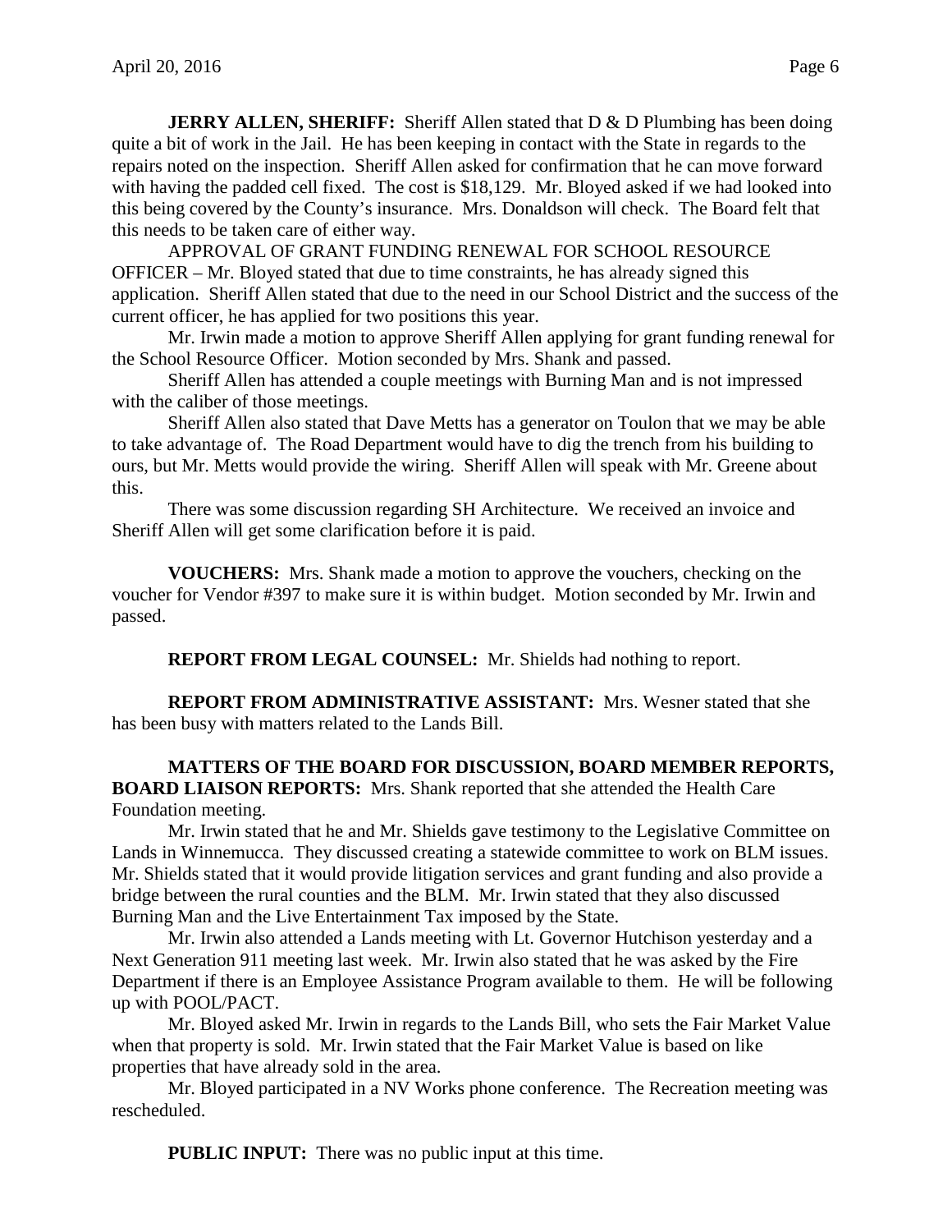**JERRY ALLEN, SHERIFF:** Sheriff Allen stated that D & D Plumbing has been doing quite a bit of work in the Jail. He has been keeping in contact with the State in regards to the repairs noted on the inspection. Sheriff Allen asked for confirmation that he can move forward with having the padded cell fixed. The cost is $18,129. Mr. Bloyed asked if we had looked into this being covered by the County's insurance. Mrs. Donaldson will check. The Board felt that this needs to be taken care of either way.

APPROVAL OF GRANT FUNDING RENEWAL FOR SCHOOL RESOURCE OFFICER – Mr. Bloyed stated that due to time constraints, he has already signed this application. Sheriff Allen stated that due to the need in our School District and the success of the current officer, he has applied for two positions this year.

Mr. Irwin made a motion to approve Sheriff Allen applying for grant funding renewal for the School Resource Officer. Motion seconded by Mrs. Shank and passed.

Sheriff Allen has attended a couple meetings with Burning Man and is not impressed with the caliber of those meetings.

Sheriff Allen also stated that Dave Metts has a generator on Toulon that we may be able to take advantage of. The Road Department would have to dig the trench from his building to ours, but Mr. Metts would provide the wiring. Sheriff Allen will speak with Mr. Greene about this.

There was some discussion regarding SH Architecture. We received an invoice and Sheriff Allen will get some clarification before it is paid.

**VOUCHERS:** Mrs. Shank made a motion to approve the vouchers, checking on the voucher for Vendor #397 to make sure it is within budget. Motion seconded by Mr. Irwin and passed.

**REPORT FROM LEGAL COUNSEL:** Mr. Shields had nothing to report.

**REPORT FROM ADMINISTRATIVE ASSISTANT:** Mrs. Wesner stated that she has been busy with matters related to the Lands Bill.

**MATTERS OF THE BOARD FOR DISCUSSION, BOARD MEMBER REPORTS, BOARD LIAISON REPORTS:** Mrs. Shank reported that she attended the Health Care Foundation meeting.

Mr. Irwin stated that he and Mr. Shields gave testimony to the Legislative Committee on Lands in Winnemucca. They discussed creating a statewide committee to work on BLM issues. Mr. Shields stated that it would provide litigation services and grant funding and also provide a bridge between the rural counties and the BLM. Mr. Irwin stated that they also discussed Burning Man and the Live Entertainment Tax imposed by the State.

Mr. Irwin also attended a Lands meeting with Lt. Governor Hutchison yesterday and a Next Generation 911 meeting last week. Mr. Irwin also stated that he was asked by the Fire Department if there is an Employee Assistance Program available to them. He will be following up with POOL/PACT.

Mr. Bloyed asked Mr. Irwin in regards to the Lands Bill, who sets the Fair Market Value when that property is sold. Mr. Irwin stated that the Fair Market Value is based on like properties that have already sold in the area.

Mr. Bloyed participated in a NV Works phone conference. The Recreation meeting was rescheduled.

**PUBLIC INPUT:** There was no public input at this time.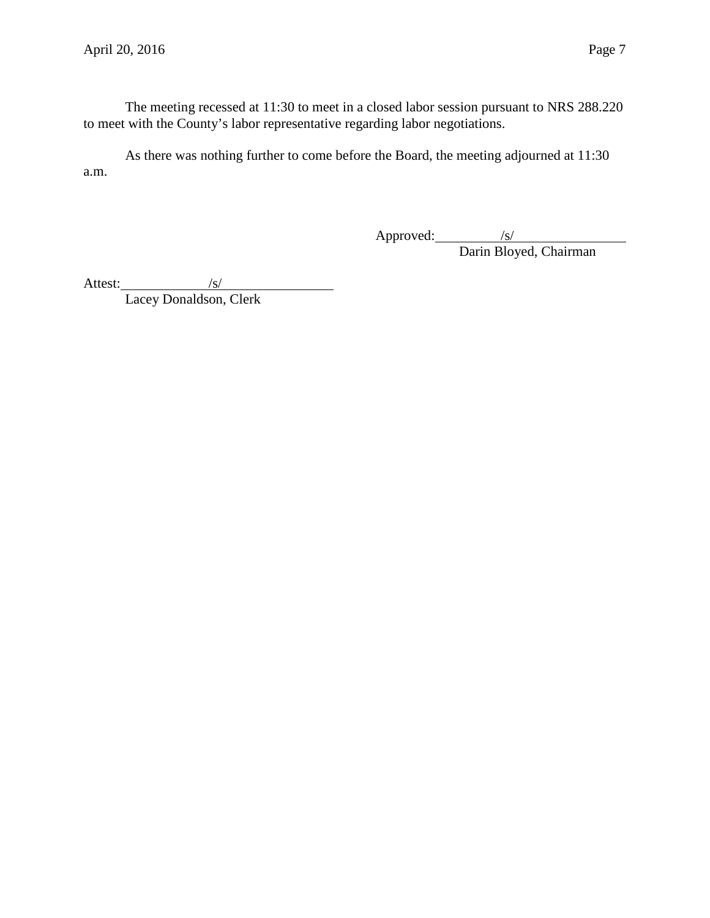The meeting recessed at 11:30 to meet in a closed labor session pursuant to NRS 288.220 to meet with the County's labor representative regarding labor negotiations.

As there was nothing further to come before the Board, the meeting adjourned at 11:30 a.m.

Approved: /s/
Darin Bloyed, Chairman

Attest: /s/
Lacey Donaldson, Clerk